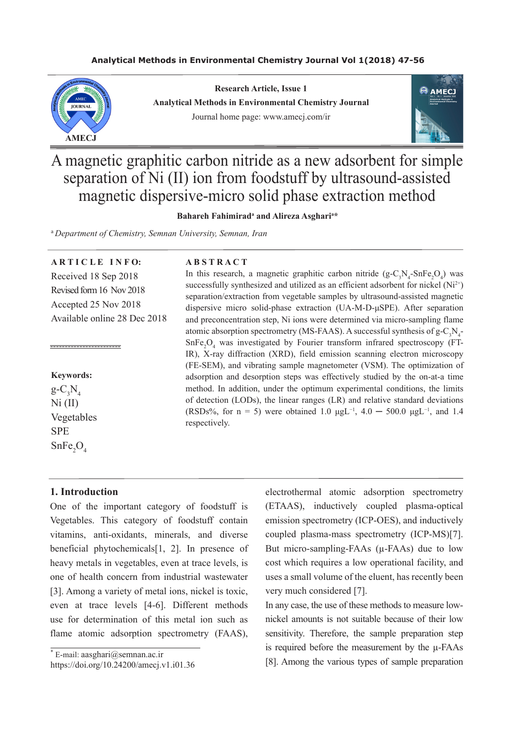Research Article, Issue 1
Analytical Methods in Environmental Chemistry Journal
Journal home page: www.amecj.com/ir

# A magnetic graphitic carbon nitride as a new adsorbent for simple separation of Ni (II) ion from foodstuff by ultrasound-assisted magnetic dispersive-micro solid phase extraction method

**Bahareh Fahimirad[a] and Alireza Asghari[a]***

[a] *Department of Chemistry, Semnan University, Semnan, Iran*

**ARTICLE INFO:**

Received 18 Sep 2018
Revised form 16 Nov 2018
Accepted 25 Nov 2018
Available online 28 Dec 2018

**Keywords:**

$g-C_3N_4$
Ni (II)
Vegetables
SPE
$SnFe_2O_4$

**ABSTRACT**

In this research, a magnetic graphitic carbon nitride ($g-C_3N_4-SnFe_2O_4$) was successfully synthesized and utilized as an efficient adsorbent for nickel ($Ni^{2+}$) separation/extraction from vegetable samples by ultrasound-assisted magnetic dispersive micro solid-phase extraction (UA-M-D-μSPE). After separation and preconcentration step, Ni ions were determined via micro-sampling flame atomic absorption spectrometry (MS-FAAS). A successful synthesis of $g-C_3N_4-SnFe_2O_4$ was investigated by Fourier transform infrared spectroscopy (FT-IR), X-ray diffraction (XRD), field emission scanning electron microscopy (FE-SEM), and vibrating sample magnetometer (VSM). The optimization of adsorption and desorption steps was effectively studied by the on-at-a time method. In addition, under the optimum experimental conditions, the limits of detection (LODs), the linear ranges (LR) and relative standard deviations (RSDs%, for n = 5) were obtained 1.0 μgL⁻¹, 4.0 ─ 500.0 μgL⁻¹, and 1.4 respectively.

## 1. Introduction

One of the important category of foodstuff is Vegetables. This category of foodstuff contain vitamins, anti-oxidants, minerals, and diverse beneficial phytochemicals[1, 2]. In presence of heavy metals in vegetables, even at trace levels, is one of health concern from industrial wastewater [3]. Among a variety of metal ions, nickel is toxic, even at trace levels [4-6]. Different methods use for determination of this metal ion such as flame atomic adsorption spectrometry (FAAS), electrothermal atomic adsorption spectrometry (ETAAS), inductively coupled plasma-optical emission spectrometry (ICP-OES), and inductively coupled plasma-mass spectrometry (ICP-MS)[7]. But micro-sampling-FAAs (μ-FAAs) due to low cost which requires a low operational facility, and uses a small volume of the eluent, has recently been very much considered [7].

In any case, the use of these methods to measure low-nickel amounts is not suitable because of their low sensitivity. Therefore, the sample preparation step is required before the measurement by the μ-FAAs [8]. Among the various types of sample preparation

* E-mail: aasghari@semnan.ac.ir
https://doi.org/10.24200/amecj.v1.i01.36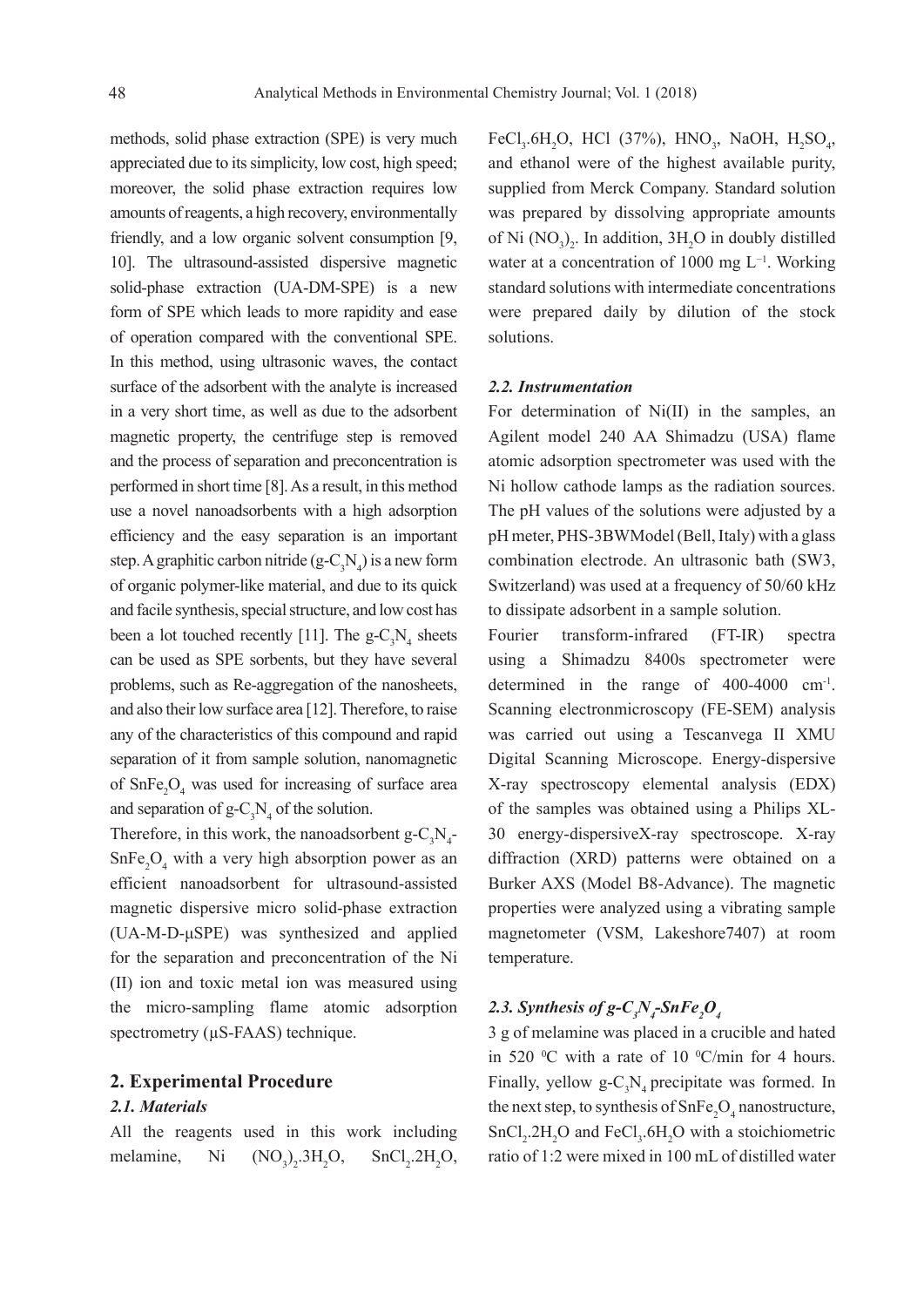methods, solid phase extraction (SPE) is very much appreciated due to its simplicity, low cost, high speed; moreover, the solid phase extraction requires low amounts of reagents, a high recovery, environmentally friendly, and a low organic solvent consumption [9, 10]. The ultrasound-assisted dispersive magnetic solid-phase extraction (UA-DM-SPE) is a new form of SPE which leads to more rapidity and ease of operation compared with the conventional SPE. In this method, using ultrasonic waves, the contact surface of the adsorbent with the analyte is increased in a very short time, as well as due to the adsorbent magnetic property, the centrifuge step is removed and the process of separation and preconcentration is performed in short time [8]. As a result, in this method use a novel nanoadsorbents with a high adsorption efficiency and the easy separation is an important step. A graphitic carbon nitride (g-$C_3N_4$) is a new form of organic polymer-like material, and due to its quick and facile synthesis, special structure, and low cost has been a lot touched recently [11]. The g-$C_3N_4$ sheets can be used as SPE sorbents, but they have several problems, such as Re-aggregation of the nanosheets, and also their low surface area [12]. Therefore, to raise any of the characteristics of this compound and rapid separation of it from sample solution, nanomagnetic of $SnFe_2O_4$ was used for increasing of surface area and separation of g-$C_3N_4$ of the solution.

Therefore, in this work, the nanoadsorbent g-$C_3N_4$-$SnFe_2O_4$ with a very high absorption power as an efficient nanoadsorbent for ultrasound-assisted magnetic dispersive micro solid-phase extraction (UA-M-D-μSPE) was synthesized and applied for the separation and preconcentration of the Ni (II) ion and toxic metal ion was measured using the micro-sampling flame atomic adsorption spectrometry (μS-FAAS) technique.

## 2. Experimental Procedure

### *2.1. Materials*

All the reagents used in this work including melamine, Ni $(NO_3)_2.3H_2O$, $SnCl_2.2H_2O$, $FeCl_3.6H_2O$, HCl (37%), $HNO_3$, NaOH, $H_2SO_4$, and ethanol were of the highest available purity, supplied from Merck Company. Standard solution was prepared by dissolving appropriate amounts of Ni $(NO_3)_2$. In addition, $3H_2O$ in doubly distilled water at a concentration of 1000 mg $L^{-1}$. Working standard solutions with intermediate concentrations were prepared daily by dilution of the stock solutions.

### *2.2. Instrumentation*

For determination of Ni(II) in the samples, an Agilent model 240 AA Shimadzu (USA) flame atomic adsorption spectrometer was used with the Ni hollow cathode lamps as the radiation sources. The pH values of the solutions were adjusted by a pH meter, PHS-3BWModel (Bell, Italy) with a glass combination electrode. An ultrasonic bath (SW3, Switzerland) was used at a frequency of 50/60 kHz to dissipate adsorbent in a sample solution.

Fourier transform-infrared (FT-IR) spectra using a Shimadzu 8400s spectrometer were determined in the range of 400-4000 $cm^{-1}$. Scanning electronmicroscopy (FE-SEM) analysis was carried out using a Tescanvega II XMU Digital Scanning Microscope. Energy-dispersive X-ray spectroscopy elemental analysis (EDX) of the samples was obtained using a Philips XL-30 energy-dispersiveX-ray spectroscope. X-ray diffraction (XRD) patterns were obtained on a Burker AXS (Model B8-Advance). The magnetic properties were analyzed using a vibrating sample magnetometer (VSM, Lakeshore7407) at room temperature.

### *2.3. Synthesis of g-$C_3N_4$-$SnFe_2O_4$*

3 g of melamine was placed in a crucible and hated in 520 $^0$C with a rate of 10 $^0$C/min for 4 hours. Finally, yellow g-$C_3N_4$ precipitate was formed. In the next step, to synthesis of $SnFe_2O_4$ nanostructure, $SnCl_2.2H_2O$ and $FeCl_3.6H_2O$ with a stoichiometric ratio of 1:2 were mixed in 100 mL of distilled water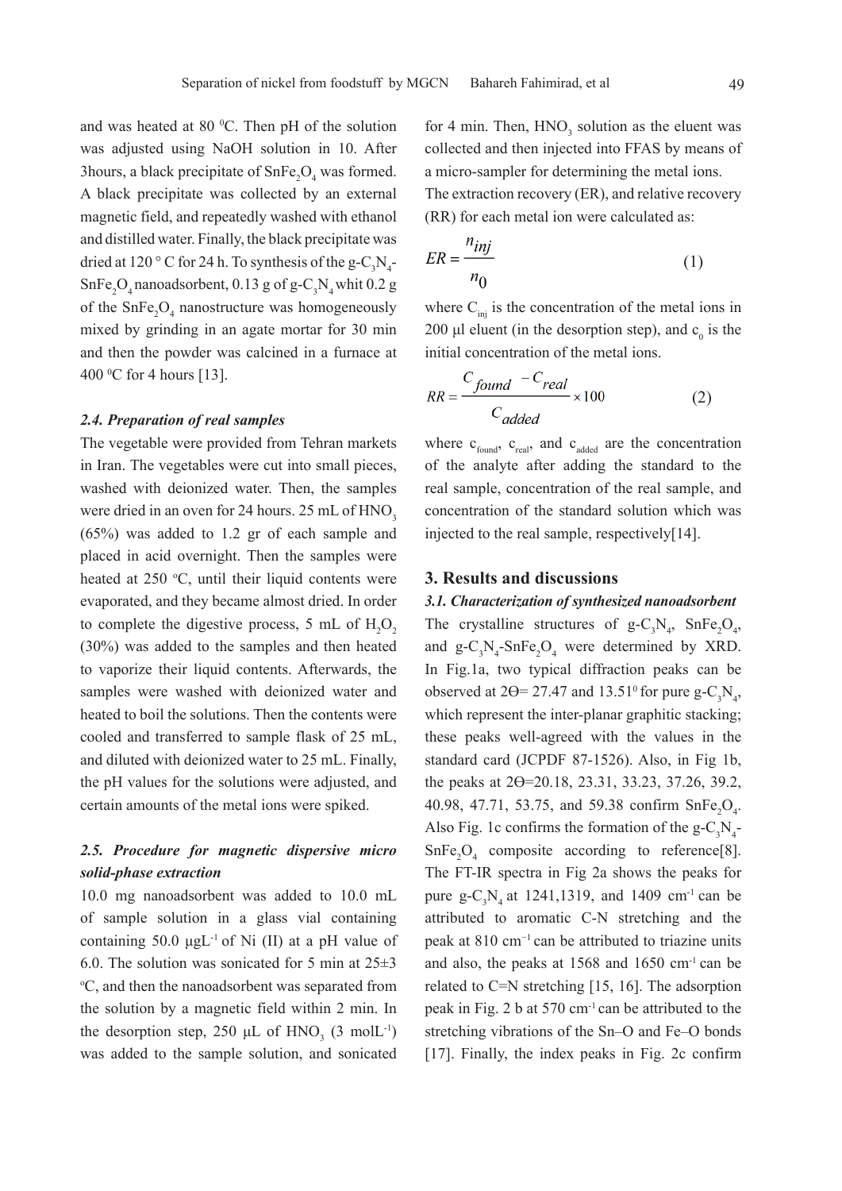and was heated at 80 $^0$C. Then pH of the solution was adjusted using NaOH solution in 10. After 3hours, a black precipitate of $SnFe_2O_4$ was formed. A black precipitate was collected by an external magnetic field, and repeatedly washed with ethanol and distilled water. Finally, the black precipitate was dried at 120 ° C for 24 h. To synthesis of the g-$C_3N_4$-$SnFe_2O_4$ nanoadsorbent, 0.13 g of g-$C_3N_4$ whit 0.2 g of the $SnFe_2O_4$ nanostructure was homogeneously mixed by grinding in an agate mortar for 30 min and then the powder was calcined in a furnace at 400 $^0$C for 4 hours [13].

### *2.4. Preparation of real samples*

The vegetable were provided from Tehran markets in Iran. The vegetables were cut into small pieces, washed with deionized water. Then, the samples were dried in an oven for 24 hours. 25 mL of $HNO_3$ (65%) was added to 1.2 gr of each sample and placed in acid overnight. Then the samples were heated at 250 $^o$C, until their liquid contents were evaporated, and they became almost dried. In order to complete the digestive process, 5 mL of $H_2O_2$ (30%) was added to the samples and then heated to vaporize their liquid contents. Afterwards, the samples were washed with deionized water and heated to boil the solutions. Then the contents were cooled and transferred to sample flask of 25 mL, and diluted with deionized water to 25 mL. Finally, the pH values for the solutions were adjusted, and certain amounts of the metal ions were spiked.

### *2.5. Procedure for magnetic dispersive micro solid-phase extraction*

10.0 mg nanoadsorbent was added to 10.0 mL of sample solution in a glass vial containing containing 50.0 μgL$^{-1}$ of Ni (II) at a pH value of 6.0. The solution was sonicated for 5 min at 25±3 $^o$C, and then the nanoadsorbent was separated from the solution by a magnetic field within 2 min. In the desorption step, 250 μL of $HNO_3$ (3 molL$^{-1}$) was added to the sample solution, and sonicated for 4 min. Then, $HNO_3$ solution as the eluent was collected and then injected into FFAS by means of a micro-sampler for determining the metal ions.

The extraction recovery (ER), and relative recovery (RR) for each metal ion were calculated as:

$$ER = \frac{n_{inj}}{n_0} \qquad (1)$$

where $C_{inj}$ is the concentration of the metal ions in 200 µl eluent (in the desorption step), and $c_0$ is the initial concentration of the metal ions.

$$RR = \frac{C_{found} - C_{real}}{C_{added}} \times 100 \qquad (2)$$

where $c_{found}$, $c_{real}$, and $c_{added}$ are the concentration of the analyte after adding the standard to the real sample, concentration of the real sample, and concentration of the standard solution which was injected to the real sample, respectively[14].

## 3. Results and discussions

### *3.1. Characterization of synthesized nanoadsorbent*

The crystalline structures of g-$C_3N_4$, $SnFe_2O_4$, and g-$C_3N_4$-$SnFe_2O_4$ were determined by XRD. In Fig.1a, two typical diffraction peaks can be observed at 2ϴ= 27.47 and 13.51$^0$ for pure g-$C_3N_4$, which represent the inter-planar graphitic stacking; these peaks well-agreed with the values in the standard card (JCPDF 87-1526). Also, in Fig 1b, the peaks at 2ϴ=20.18, 23.31, 33.23, 37.26, 39.2, 40.98, 47.71, 53.75, and 59.38 confirm $SnFe_2O_4$. Also Fig. 1c confirms the formation of the g-$C_3N_4$-$SnFe_2O_4$ composite according to reference[8]. The FT-IR spectra in Fig 2a shows the peaks for pure g-$C_3N_4$ at 1241,1319, and 1409 cm$^{-1}$ can be attributed to aromatic C-N stretching and the peak at 810 cm$^{-1}$ can be attributed to triazine units and also, the peaks at 1568 and 1650 cm$^{-1}$ can be related to C=N stretching [15, 16]. The adsorption peak in Fig. 2 b at 570 cm$^{-1}$ can be attributed to the stretching vibrations of the Sn–O and Fe–O bonds [17]. Finally, the index peaks in Fig. 2c confirm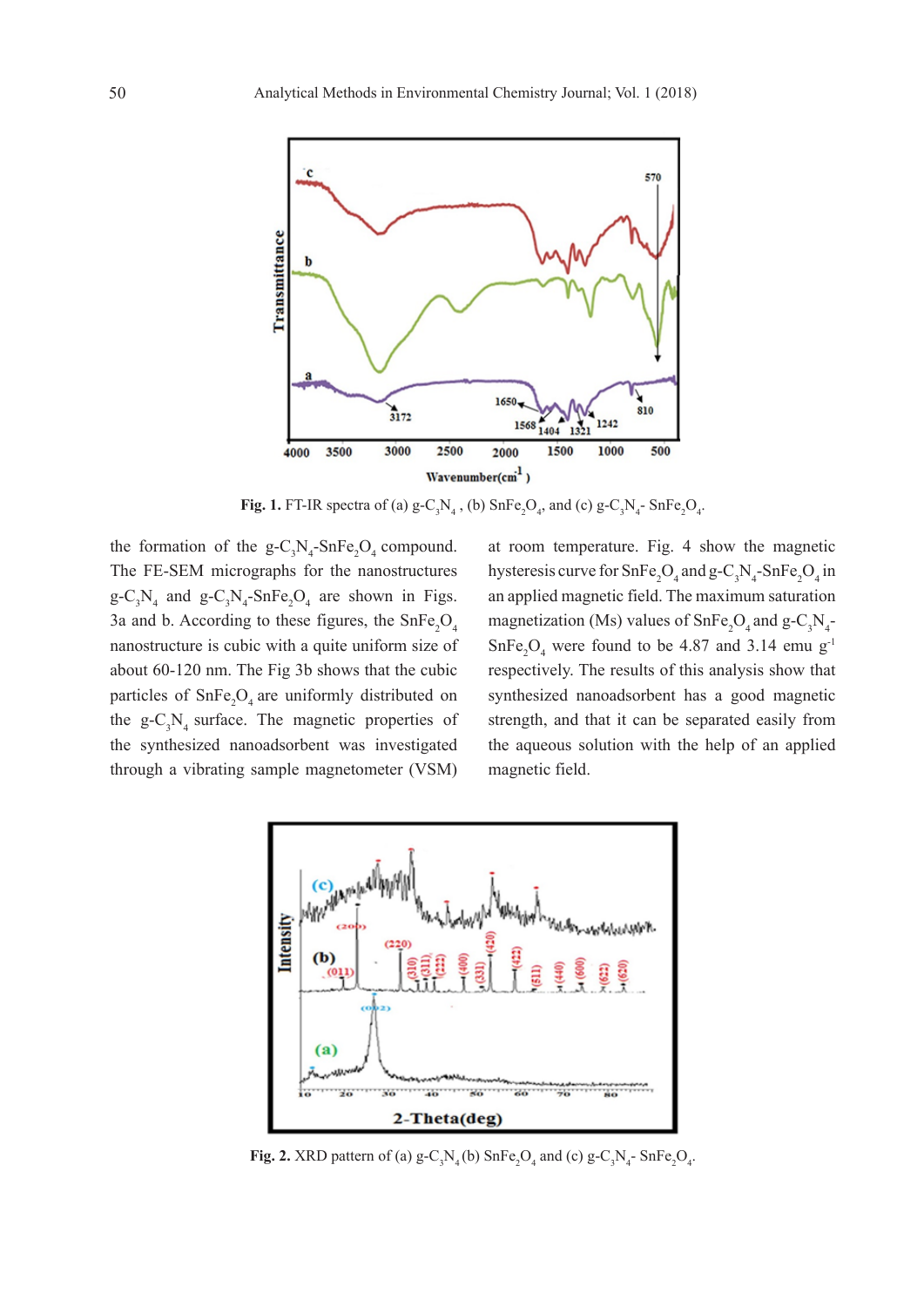Fig. 1. FT-IR spectra of (a) $g\text{-}C_3N_4$ , (b) $SnFe_2O_4$, and (c) $g\text{-}C_3N_4\text{-}SnFe_2O_4$.

the formation of the $g\text{-}C_3N_4\text{-}SnFe_2O_4$ compound. The FE-SEM micrographs for the nanostructures $g\text{-}C_3N_4$ and $g\text{-}C_3N_4\text{-}SnFe_2O_4$ are shown in Figs. 3a and b. According to these figures, the $SnFe_2O_4$ nanostructure is cubic with a quite uniform size of about 60-120 nm. The Fig 3b shows that the cubic particles of $SnFe_2O_4$ are uniformly distributed on the $g\text{-}C_3N_4$ surface. The magnetic properties of the synthesized nanoadsorbent was investigated through a vibrating sample magnetometer (VSM) at room temperature. Fig. 4 show the magnetic hysteresis curve for $SnFe_2O_4$ and $g\text{-}C_3N_4\text{-}SnFe_2O_4$ in an applied magnetic field. The maximum saturation magnetization (Ms) values of $SnFe_2O_4$ and $g\text{-}C_3N_4\text{-}SnFe_2O_4$ were found to be 4.87 and 3.14 emu $g^{-1}$ respectively. The results of this analysis show that synthesized nanoadsorbent has a good magnetic strength, and that it can be separated easily from the aqueous solution with the help of an applied magnetic field.

Fig. 2. XRD pattern of (a) $g\text{-}C_3N_4$ (b) $SnFe_2O_4$ and (c) $g\text{-}C_3N_4\text{-}SnFe_2O_4$.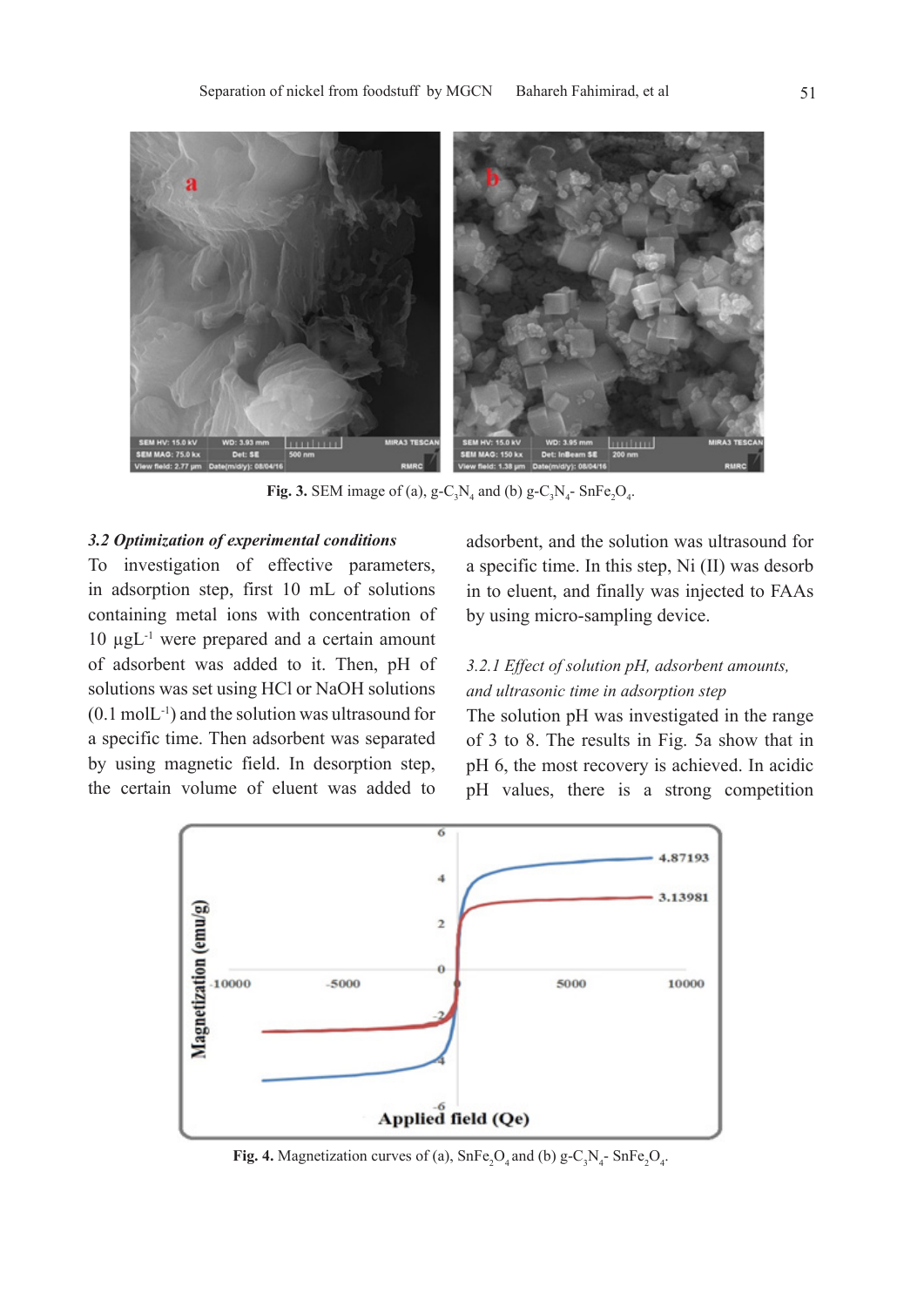Fig. 3. SEM image of (a), $g\text{-}C_3N_4$ and (b) $g\text{-}C_3N_4$- $SnFe_2O_4$.

### *3.2 Optimization of experimental conditions*

To investigation of effective parameters, in adsorption step, first 10 mL of solutions containing metal ions with concentration of 10 µgL$^{-1}$ were prepared and a certain amount of adsorbent was added to it. Then, pH of solutions was set using HCl or NaOH solutions (0.1 molL$^{-1}$) and the solution was ultrasound for a specific time. Then adsorbent was separated by using magnetic field. In desorption step, the certain volume of eluent was added to adsorbent, and the solution was ultrasound for a specific time. In this step, Ni (II) was desorb in to eluent, and finally was injected to FAAs by using micro-sampling device.

#### *3.2.1 Effect of solution pH, adsorbent amounts, and ultrasonic time in adsorption step*

The solution pH was investigated in the range of 3 to 8. The results in Fig. 5a show that in pH 6, the most recovery is achieved. In acidic pH values, there is a strong competition

Fig. 4. Magnetization curves of (a), $SnFe_2O_4$ and (b) $g\text{-}C_3N_4$- $SnFe_2O_4$.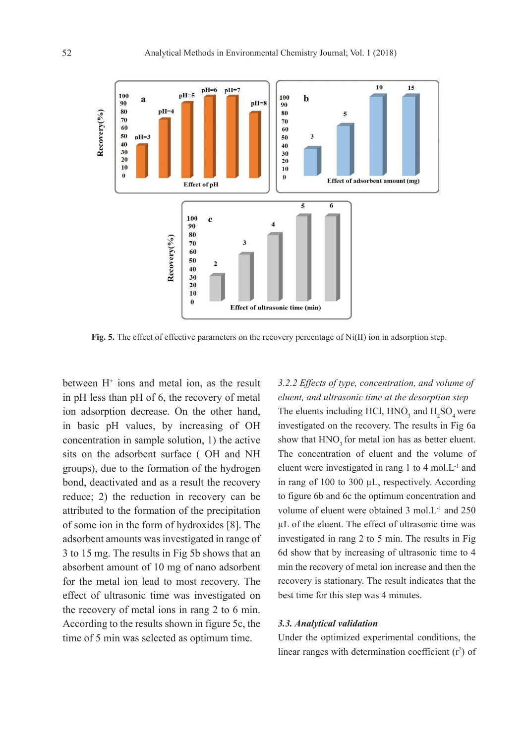Fig. 5. The effect of effective parameters on the recovery percentage of Ni(II) ion in adsorption step.

between $H^+$ ions and metal ion, as the result in pH less than pH of 6, the recovery of metal ion adsorption decrease. On the other hand, in basic pH values, by increasing of OH concentration in sample solution, 1) the active sits on the adsorbent surface ( OH and NH groups), due to the formation of the hydrogen bond, deactivated and as a result the recovery reduce; 2) the reduction in recovery can be attributed to the formation of the precipitation of some ion in the form of hydroxides [8]. The adsorbent amounts was investigated in range of 3 to 15 mg. The results in Fig 5b shows that an absorbent amount of 10 mg of nano adsorbent for the metal ion lead to most recovery. The effect of ultrasonic time was investigated on the recovery of metal ions in rang 2 to 6 min. According to the results shown in figure 5c, the time of 5 min was selected as optimum time.

*3.2.2 Effects of type, concentration, and volume of eluent, and ultrasonic time at the desorption step*

The eluents including HCl, $HNO_3$ and $H_2SO_4$ were investigated on the recovery. The results in Fig 6a show that $HNO_3$ for metal ion has as better eluent. The concentration of eluent and the volume of eluent were investigated in rang 1 to 4 mol.L$^{-1}$ and in rang of 100 to 300 µL, respectively. According to figure 6b and 6c the optimum concentration and volume of eluent were obtained 3 mol.L$^{-1}$ and 250 µL of the eluent. The effect of ultrasonic time was investigated in rang 2 to 5 min. The results in Fig 6d show that by increasing of ultrasonic time to 4 min the recovery of metal ion increase and then the recovery is stationary. The result indicates that the best time for this step was 4 minutes.

### *3.3. Analytical validation*

Under the optimized experimental conditions, the linear ranges with determination coefficient ($r^2$) of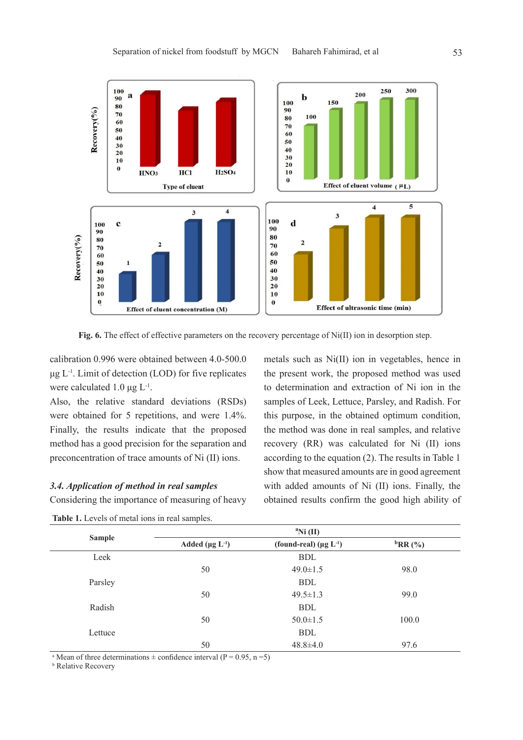Fig. 6. The effect of effective parameters on the recovery percentage of Ni(II) ion in desorption step.

calibration 0.996 were obtained between 4.0-500.0 μg $L^{-1}$. Limit of detection (LOD) for five replicates were calculated 1.0 μg $L^{-1}$.

Also, the relative standard deviations (RSDs) were obtained for 5 repetitions, and were 1.4%. Finally, the results indicate that the proposed method has a good precision for the separation and preconcentration of trace amounts of Ni (II) ions.

### *3.4. Application of method in real samples*

Considering the importance of measuring of heavy metals such as Ni(II) ion in vegetables, hence in the present work, the proposed method was used to determination and extraction of Ni ion in the samples of Leek, Lettuce, Parsley, and Radish. For this purpose, in the obtained optimum condition, the method was done in real samples, and relative recovery (RR) was calculated for Ni (II) ions according to the equation (2). The results in Table 1 show that measured amounts are in good agreement with added amounts of Ni (II) ions. Finally, the obtained results confirm the good high ability of

**Table 1.** Levels of metal ions in real samples.

| Sample | [a]Ni (II) | | |
|---|---|---|---|
| | Added (μg $L^{-1}$) | (found-real) (μg $L^{-1}$) | [b]RR (%) |
| Leek | | BDL | |
| | 50 | 49.0±1.5 | 98.0 |
| Parsley | | BDL | |
| | 50 | 49.5±1.3 | 99.0 |
| Radish | | BDL | |
| | 50 | 50.0±1.5 | 100.0 |
| Lettuce | | BDL | |
| | 50 | 48.8±4.0 | 97.6 |

[a] Mean of three determinations ± confidence interval (P = 0.95, n =5)
[b] Relative Recovery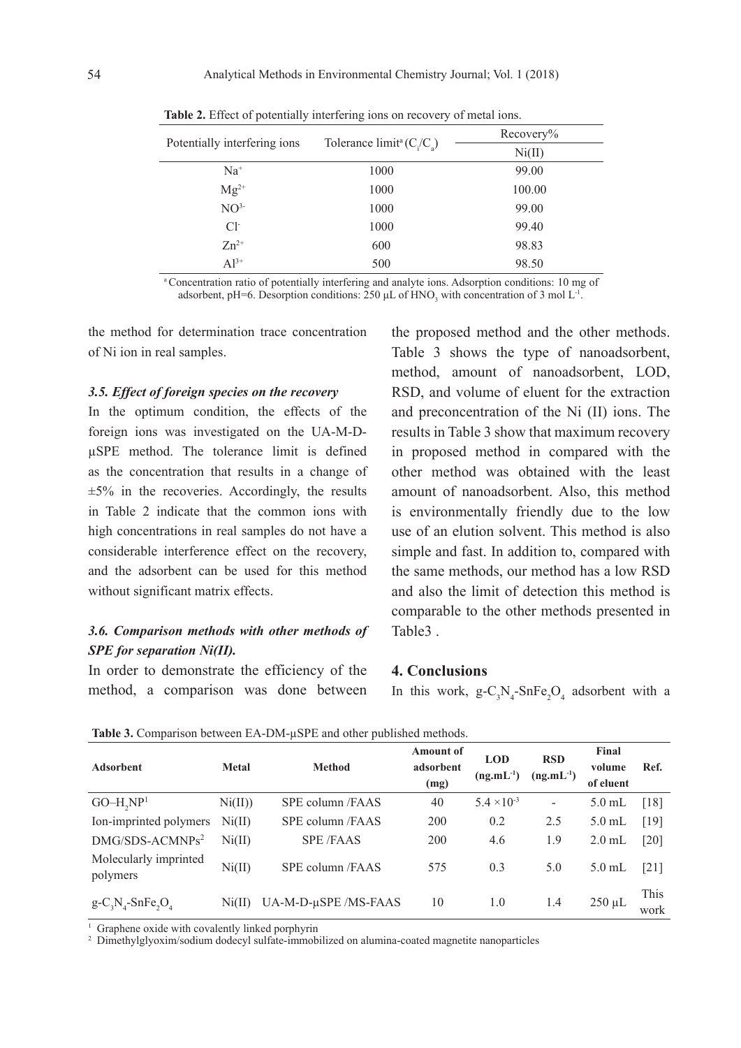**Table 2.** Effect of potentially interfering ions on recovery of metal ions.

| Potentially interfering ions | Tolerance limit[a] ($C_i/C_a$) | Recovery% |
|---|---|---|
| | | Ni(II) |
| $Na^+$ | 1000 | 99.00 |
| $Mg^{2+}$ | 1000 | 100.00 |
| $NO^{3-}$ | 1000 | 99.00 |
| $Cl^-$ | 1000 | 99.40 |
| $Zn^{2+}$ | 600 | 98.83 |
| $Al^{3+}$ | 500 | 98.50 |

[a] Concentration ratio of potentially interfering and analyte ions. Adsorption conditions: 10 mg of adsorbent, pH=6. Desorption conditions: 250 µL of $HNO_3$ with concentration of 3 mol $L^{-1}$.

the method for determination trace concentration of Ni ion in real samples.

### *3.5. Effect of foreign species on the recovery*

In the optimum condition, the effects of the foreign ions was investigated on the UA-M-D-µSPE method. The tolerance limit is defined as the concentration that results in a change of ±5% in the recoveries. Accordingly, the results in Table 2 indicate that the common ions with high concentrations in real samples do not have a considerable interference effect on the recovery, and the adsorbent can be used for this method without significant matrix effects.

### *3.6. Comparison methods with other methods of SPE for separation Ni(II).*

In order to demonstrate the efficiency of the method, a comparison was done between the proposed method and the other methods. Table 3 shows the type of nanoadsorbent, method, amount of nanoadsorbent, LOD, RSD, and volume of eluent for the extraction and preconcentration of the Ni (II) ions. The results in Table 3 show that maximum recovery in proposed method in compared with the other method was obtained with the least amount of nanoadsorbent. Also, this method is environmentally friendly due to the low use of an elution solvent. This method is also simple and fast. In addition to, compared with the same methods, our method has a low RSD and also the limit of detection this method is comparable to the other methods presented in Table3 .

## 4. Conclusions

In this work, $g\text{-}C_3N_4\text{-}SnFe_2O_4$ adsorbent with a

**Table 3.** Comparison between EA-DM-µSPE and other published methods.

| Adsorbent | Metal | Method | Amount of adsorbent (mg) | LOD ($ng.mL^{-1}$) | RSD ($ng.mL^{-1}$) | Final volume of eluent | Ref. |
|---|---|---|---|---|---|---|---|
| $GO\text{–}H_2NP$[1] | Ni(II)) | SPE column /FAAS | 40 | $5.4 \times 10^{-3}$ | - | 5.0 mL | [18] |
| Ion-imprinted polymers | Ni(II) | SPE column /FAAS | 200 | 0.2 | 2.5 | 5.0 mL | [19] |
| DMG/SDS-ACMNPs[2] | Ni(II) | SPE /FAAS | 200 | 4.6 | 1.9 | 2.0 mL | [20] |
| Molecularly imprinted polymers | Ni(II) | SPE column /FAAS | 575 | 0.3 | 5.0 | 5.0 mL | [21] |
| $g\text{-}C_3N_4\text{-}SnFe_2O_4$ | Ni(II) | UA-M-D-µSPE /MS-FAAS | 10 | 1.0 | 1.4 | 250 µL | This work |

[1] Graphene oxide with covalently linked porphyrin

[2] Dimethylglyoxim/sodium dodecyl sulfate-immobilized on alumina-coated magnetite nanoparticles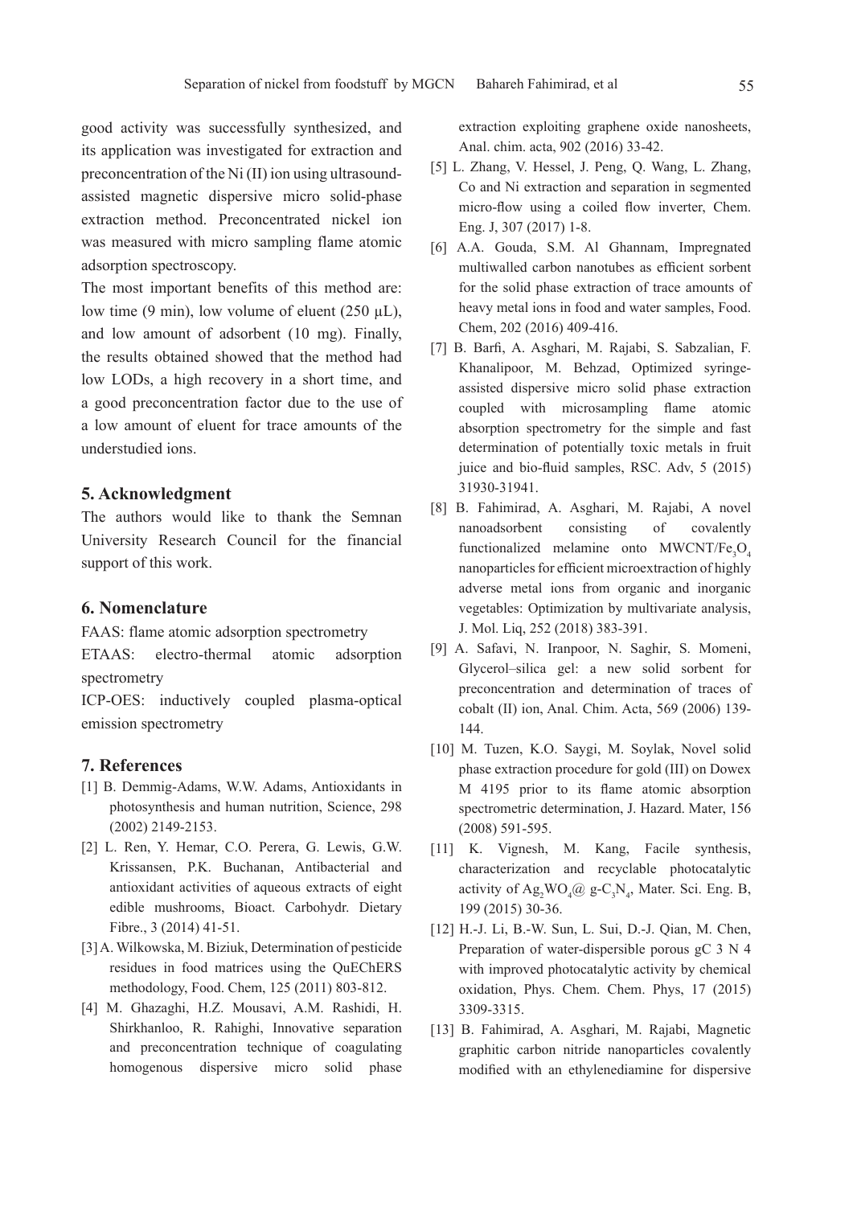good activity was successfully synthesized, and its application was investigated for extraction and preconcentration of the Ni (II) ion using ultrasound-assisted magnetic dispersive micro solid-phase extraction method. Preconcentrated nickel ion was measured with micro sampling flame atomic adsorption spectroscopy.

The most important benefits of this method are: low time (9 min), low volume of eluent (250 µL), and low amount of adsorbent (10 mg). Finally, the results obtained showed that the method had low LODs, a high recovery in a short time, and a good preconcentration factor due to the use of a low amount of eluent for trace amounts of the understudied ions.

## 5. Acknowledgment

The authors would like to thank the Semnan University Research Council for the financial support of this work.

## 6. Nomenclature

FAAS: flame atomic adsorption spectrometry

ETAAS: electro-thermal atomic adsorption spectrometry

ICP-OES: inductively coupled plasma-optical emission spectrometry

## 7. References

[1] B. Demmig-Adams, W.W. Adams, Antioxidants in photosynthesis and human nutrition, Science, 298 (2002) 2149-2153.

[2] L. Ren, Y. Hemar, C.O. Perera, G. Lewis, G.W. Krissansen, P.K. Buchanan, Antibacterial and antioxidant activities of aqueous extracts of eight edible mushrooms, Bioact. Carbohydr. Dietary Fibre., 3 (2014) 41-51.

[3] A. Wilkowska, M. Biziuk, Determination of pesticide residues in food matrices using the QuEChERS methodology, Food. Chem, 125 (2011) 803-812.

[4] M. Ghazaghi, H.Z. Mousavi, A.M. Rashidi, H. Shirkhanloo, R. Rahighi, Innovative separation and preconcentration technique of coagulating homogenous dispersive micro solid phase extraction exploiting graphene oxide nanosheets, Anal. chim. acta, 902 (2016) 33-42.

[5] L. Zhang, V. Hessel, J. Peng, Q. Wang, L. Zhang, Co and Ni extraction and separation in segmented micro-flow using a coiled flow inverter, Chem. Eng. J, 307 (2017) 1-8.

[6] A.A. Gouda, S.M. Al Ghannam, Impregnated multiwalled carbon nanotubes as efficient sorbent for the solid phase extraction of trace amounts of heavy metal ions in food and water samples, Food. Chem, 202 (2016) 409-416.

[7] B. Barfi, A. Asghari, M. Rajabi, S. Sabzalian, F. Khanalipoor, M. Behzad, Optimized syringe-assisted dispersive micro solid phase extraction coupled with microsampling flame atomic absorption spectrometry for the simple and fast determination of potentially toxic metals in fruit juice and bio-fluid samples, RSC. Adv, 5 (2015) 31930-31941.

[8] B. Fahimirad, A. Asghari, M. Rajabi, A novel nanoadsorbent consisting of covalently functionalized melamine onto MWCNT/$Fe_3O_4$ nanoparticles for efficient microextraction of highly adverse metal ions from organic and inorganic vegetables: Optimization by multivariate analysis, J. Mol. Liq, 252 (2018) 383-391.

[9] A. Safavi, N. Iranpoor, N. Saghir, S. Momeni, Glycerol–silica gel: a new solid sorbent for preconcentration and determination of traces of cobalt (II) ion, Anal. Chim. Acta, 569 (2006) 139-144.

[10] M. Tuzen, K.O. Saygi, M. Soylak, Novel solid phase extraction procedure for gold (III) on Dowex M 4195 prior to its flame atomic absorption spectrometric determination, J. Hazard. Mater, 156 (2008) 591-595.

[11] K. Vignesh, M. Kang, Facile synthesis, characterization and recyclable photocatalytic activity of $Ag_2WO_4$@ g-$C_3N_4$, Mater. Sci. Eng. B, 199 (2015) 30-36.

[12] H.-J. Li, B.-W. Sun, L. Sui, D.-J. Qian, M. Chen, Preparation of water-dispersible porous gC 3 N 4 with improved photocatalytic activity by chemical oxidation, Phys. Chem. Chem. Phys, 17 (2015) 3309-3315.

[13] B. Fahimirad, A. Asghari, M. Rajabi, Magnetic graphitic carbon nitride nanoparticles covalently modified with an ethylenediamine for dispersive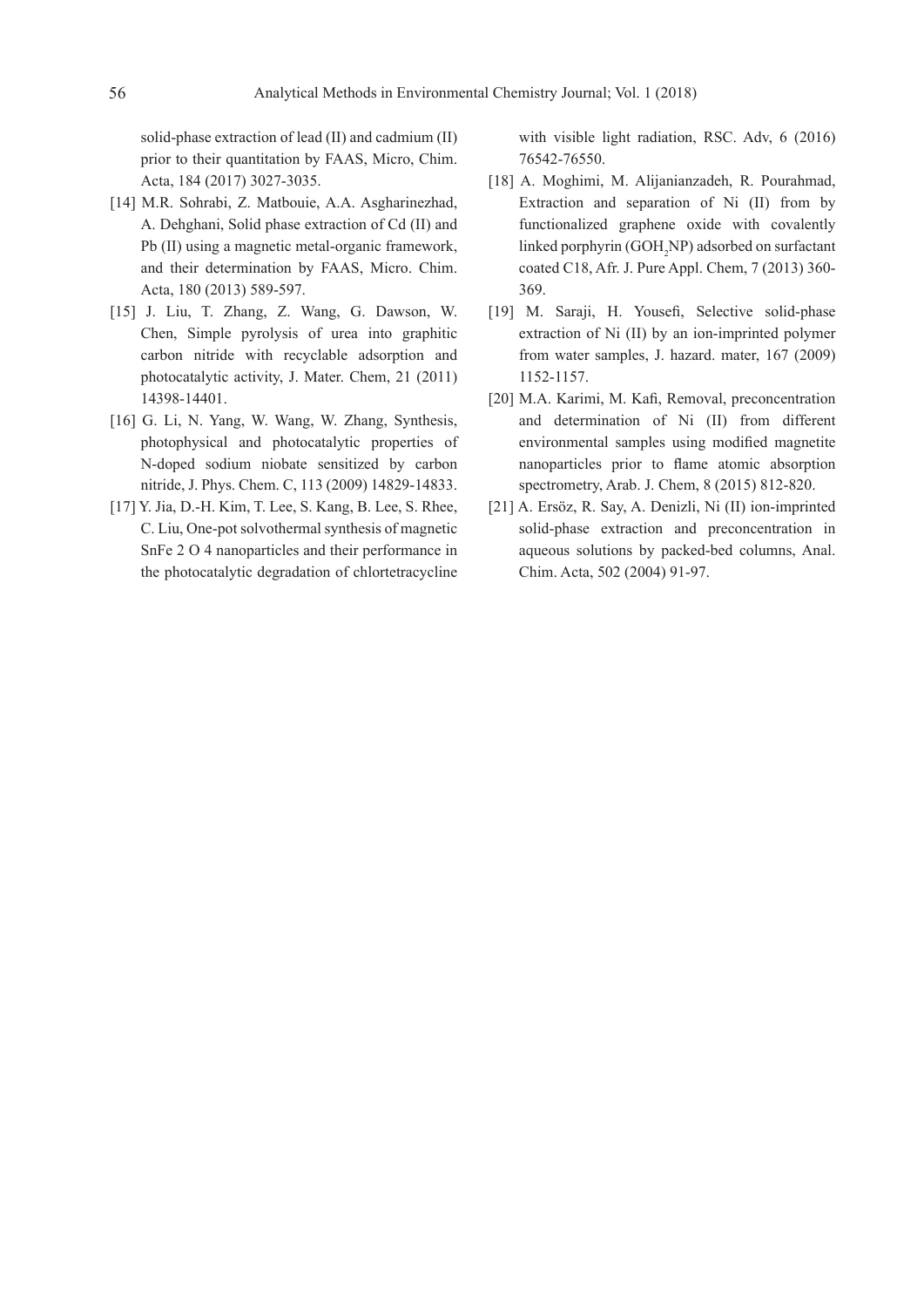solid-phase extraction of lead (II) and cadmium (II) prior to their quantitation by FAAS, Micro, Chim. Acta, 184 (2017) 3027-3035.

[14] M.R. Sohrabi, Z. Matbouie, A.A. Asgharinezhad, A. Dehghani, Solid phase extraction of Cd (II) and Pb (II) using a magnetic metal-organic framework, and their determination by FAAS, Micro. Chim. Acta, 180 (2013) 589-597.

[15] J. Liu, T. Zhang, Z. Wang, G. Dawson, W. Chen, Simple pyrolysis of urea into graphitic carbon nitride with recyclable adsorption and photocatalytic activity, J. Mater. Chem, 21 (2011) 14398-14401.

[16] G. Li, N. Yang, W. Wang, W. Zhang, Synthesis, photophysical and photocatalytic properties of N-doped sodium niobate sensitized by carbon nitride, J. Phys. Chem. C, 113 (2009) 14829-14833.

[17] Y. Jia, D.-H. Kim, T. Lee, S. Kang, B. Lee, S. Rhee, C. Liu, One-pot solvothermal synthesis of magnetic SnFe 2 O 4 nanoparticles and their performance in the photocatalytic degradation of chlortetracycline with visible light radiation, RSC. Adv, 6 (2016) 76542-76550.

[18] A. Moghimi, M. Alijanianzadeh, R. Pourahmad, Extraction and separation of Ni (II) from by functionalized graphene oxide with covalently linked porphyrin ($GOH_2NP$) adsorbed on surfactant coated C18, Afr. J. Pure Appl. Chem, 7 (2013) 360-369.

[19] M. Saraji, H. Yousefi, Selective solid-phase extraction of Ni (II) by an ion-imprinted polymer from water samples, J. hazard. mater, 167 (2009) 1152-1157.

[20] M.A. Karimi, M. Kafi, Removal, preconcentration and determination of Ni (II) from different environmental samples using modified magnetite nanoparticles prior to flame atomic absorption spectrometry, Arab. J. Chem, 8 (2015) 812-820.

[21] A. Ersöz, R. Say, A. Denizli, Ni (II) ion-imprinted solid-phase extraction and preconcentration in aqueous solutions by packed-bed columns, Anal. Chim. Acta, 502 (2004) 91-97.